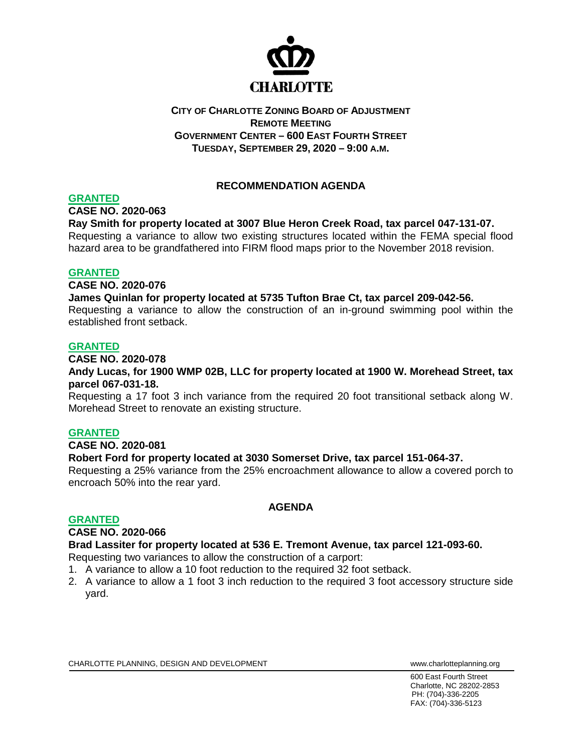CHARLOTTE

**CITY OF CHARLOTTE ZONING BOARD OF ADJUSTMENT**
**REMOTE MEETING**
**GOVERNMENT CENTER – 600 EAST FOURTH STREET**
**TUESDAY, SEPTEMBER 29, 2020 – 9:00 A.M.**

## RECOMMENDATION AGENDA

**GRANTED**

**CASE NO. 2020-063**

**Ray Smith for property located at 3007 Blue Heron Creek Road, tax parcel 047-131-07.**
Requesting a variance to allow two existing structures located within the FEMA special flood hazard area to be grandfathered into FIRM flood maps prior to the November 2018 revision.

**GRANTED**

**CASE NO. 2020-076**

**James Quinlan for property located at 5735 Tufton Brae Ct, tax parcel 209-042-56.**
Requesting a variance to allow the construction of an in-ground swimming pool within the established front setback.

**GRANTED**

**CASE NO. 2020-078**

**Andy Lucas, for 1900 WMP 02B, LLC for property located at 1900 W. Morehead Street, tax parcel 067-031-18.**
Requesting a 17 foot 3 inch variance from the required 20 foot transitional setback along W. Morehead Street to renovate an existing structure.

**GRANTED**

**CASE NO. 2020-081**

**Robert Ford for property located at 3030 Somerset Drive, tax parcel 151-064-37.**
Requesting a 25% variance from the 25% encroachment allowance to allow a covered porch to encroach 50% into the rear yard.

## AGENDA

**GRANTED**

**CASE NO. 2020-066**

**Brad Lassiter for property located at 536 E. Tremont Avenue, tax parcel 121-093-60.**
Requesting two variances to allow the construction of a carport:

1. A variance to allow a 10 foot reduction to the required 32 foot setback.
2. A variance to allow a 1 foot 3 inch reduction to the required 3 foot accessory structure side yard.

CHARLOTTE PLANNING, DESIGN AND DEVELOPMENT www.charlotteplanning.org

600 East Fourth Street
Charlotte, NC 28202-2853
PH: (704)-336-2205
FAX: (704)-336-5123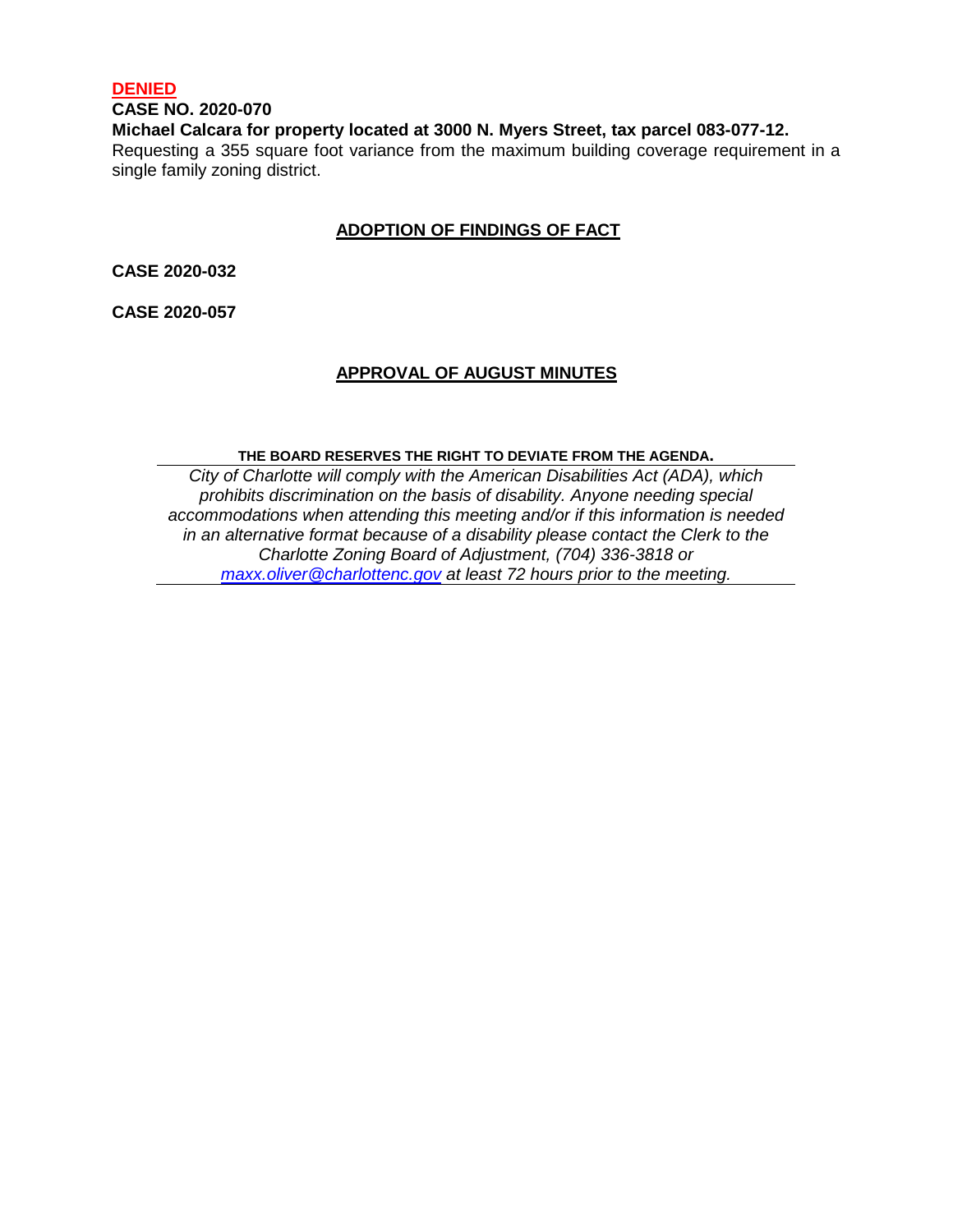**DENIED**

**CASE NO. 2020-070**

**Michael Calcara for property located at 3000 N. Myers Street, tax parcel 083-077-12.**
Requesting a 355 square foot variance from the maximum building coverage requirement in a single family zoning district.

## ADOPTION OF FINDINGS OF FACT

**CASE 2020-032**

**CASE 2020-057**

## APPROVAL OF AUGUST MINUTES

**THE BOARD RESERVES THE RIGHT TO DEVIATE FROM THE AGENDA.**

*City of Charlotte will comply with the American Disabilities Act (ADA), which prohibits discrimination on the basis of disability. Anyone needing special accommodations when attending this meeting and/or if this information is needed in an alternative format because of a disability please contact the Clerk to the Charlotte Zoning Board of Adjustment, (704) 336-3818 or maxx.oliver@charlottenc.gov at least 72 hours prior to the meeting.*